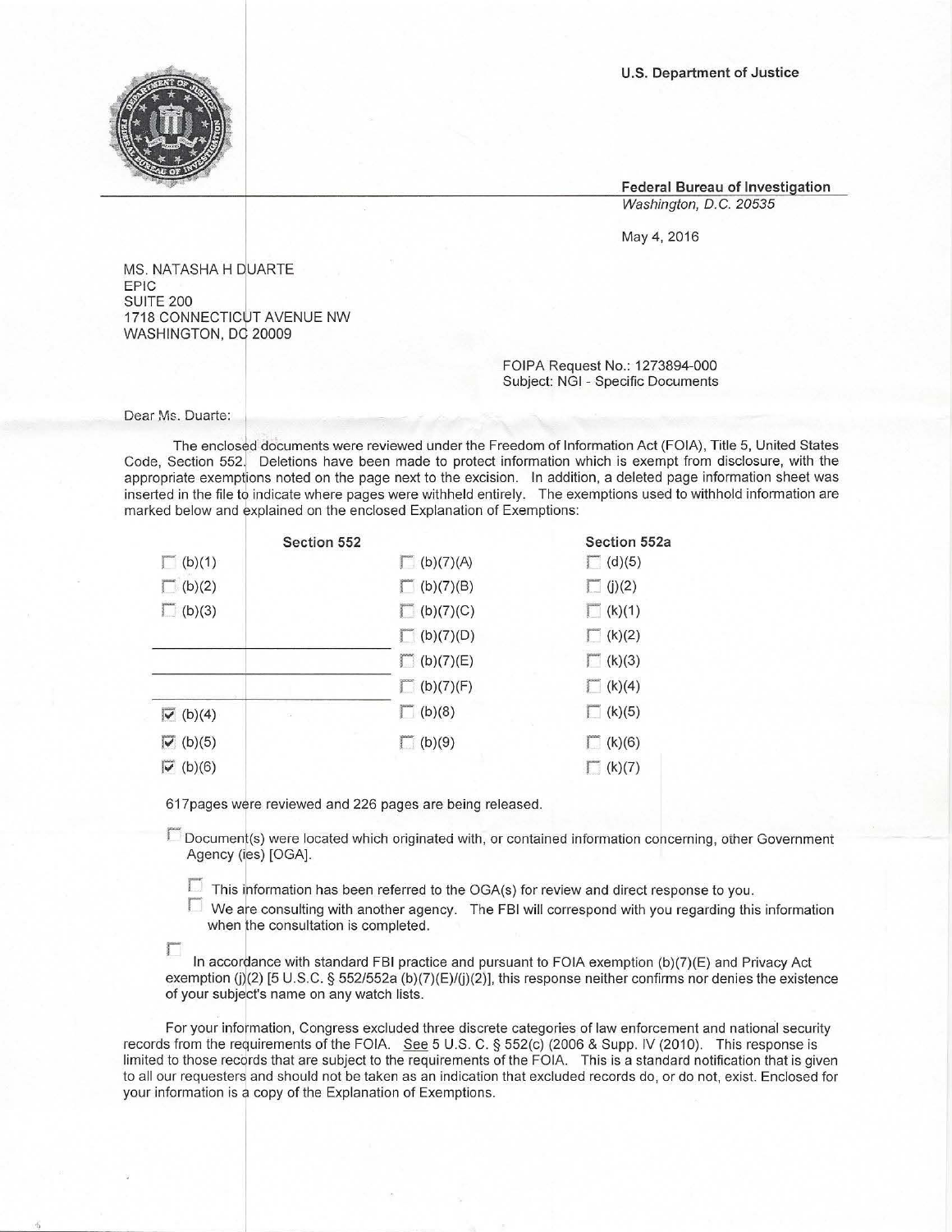U.S. Department of Justice

Federal Bureau of Investigation
*Washington, D.C. 20535*

May 4, 2016

MS. NATASHA H DUARTE
EPIC
SUITE 200
1718 CONNECTICUT AVENUE NW
WASHINGTON, DC 20009

FOIPA Request No.: 1273894-000
Subject: NGI - Specific Documents

Dear Ms. Duarte:

The enclosed documents were reviewed under the Freedom of Information Act (FOIA), Title 5, United States Code, Section 552. Deletions have been made to protect information which is exempt from disclosure, with the appropriate exemptions noted on the page next to the excision. In addition, a deleted page information sheet was inserted in the file to indicate where pages were withheld entirely. The exemptions used to withhold information are marked below and explained on the enclosed Explanation of Exemptions:

| Section 552 | | Section 552a |
|---|---|---|
| ☐ (b)(1) | ☐ (b)(7)(A) | ☐ (d)(5) |
| ☐ (b)(2) | ☐ (b)(7)(B) | ☐ (j)(2) |
| ☐ (b)(3) | ☐ (b)(7)(C) | ☐ (k)(1) |
| ______ | ☐ (b)(7)(D) | ☐ (k)(2) |
| ______ | ☐ (b)(7)(E) | ☐ (k)(3) |
| ______ | ☐ (b)(7)(F) | ☐ (k)(4) |
| ☑ (b)(4) | ☐ (b)(8) | ☐ (k)(5) |
| ☑ (b)(5) | ☐ (b)(9) | ☐ (k)(6) |
| ☑ (b)(6) | | ☐ (k)(7) |

617pages were reviewed and 226 pages are being released.

☐ Document(s) were located which originated with, or contained information concerning, other Government Agency (ies) [OGA].

- ☐ This information has been referred to the OGA(s) for review and direct response to you.
- ☐ We are consulting with another agency. The FBI will correspond with you regarding this information when the consultation is completed.

☐ In accordance with standard FBI practice and pursuant to FOIA exemption (b)(7)(E) and Privacy Act exemption (j)(2) [5 U.S.C. § 552/552a (b)(7)(E)/(j)(2)], this response neither confirms nor denies the existence of your subject's name on any watch lists.

For your information, Congress excluded three discrete categories of law enforcement and national security records from the requirements of the FOIA. See 5 U.S. C. § 552(c) (2006 & Supp. IV (2010). This response is limited to those records that are subject to the requirements of the FOIA. This is a standard notification that is given to all our requesters and should not be taken as an indication that excluded records do, or do not, exist. Enclosed for your information is a copy of the Explanation of Exemptions.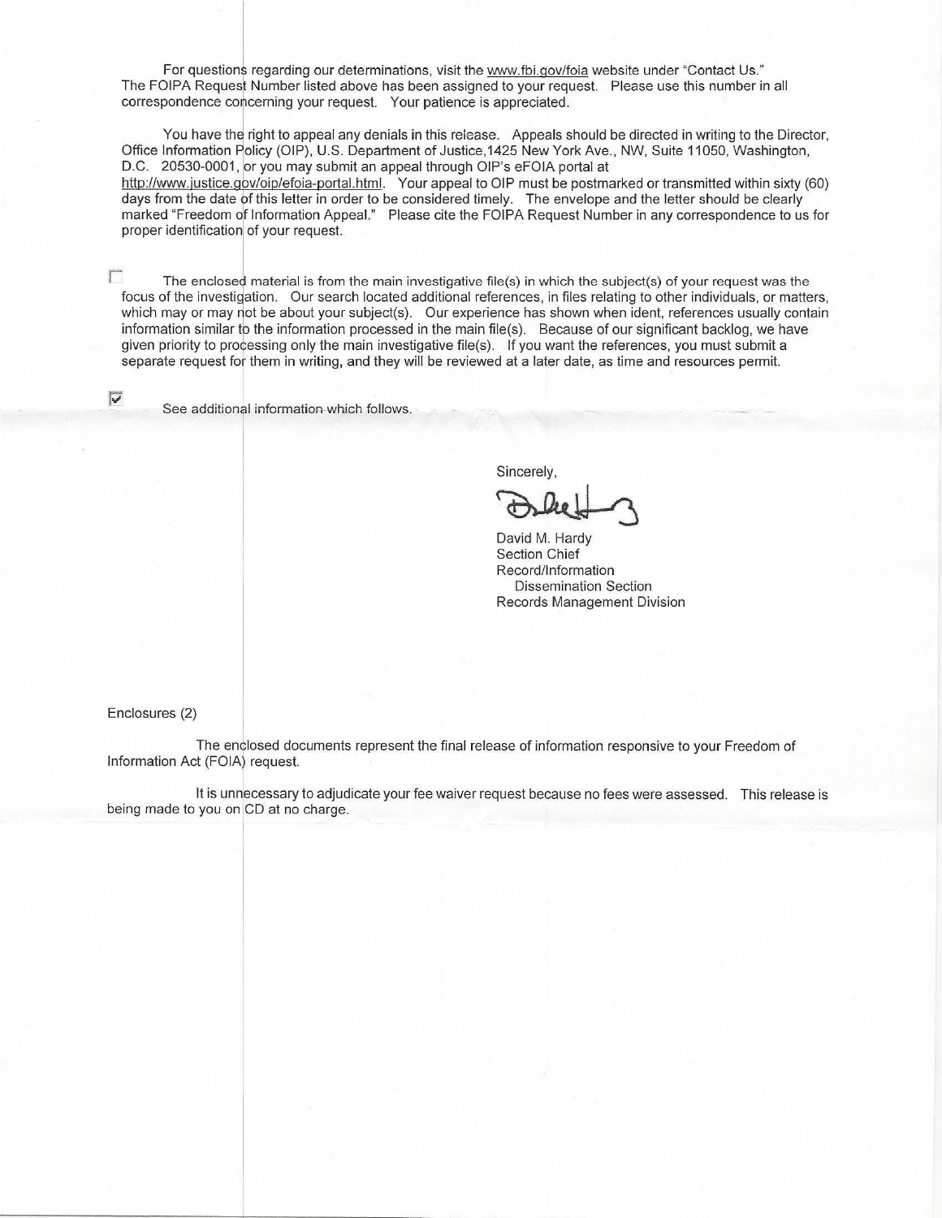For questions regarding our determinations, visit the www.fbi.gov/foia website under "Contact Us." The FOIPA Request Number listed above has been assigned to your request. Please use this number in all correspondence concerning your request. Your patience is appreciated.

You have the right to appeal any denials in this release. Appeals should be directed in writing to the Director, Office Information Policy (OIP), U.S. Department of Justice,1425 New York Ave., NW, Suite 11050, Washington, D.C. 20530-0001, or you may submit an appeal through OIP's eFOIA portal at http://www.justice.gov/oip/efoia-portal.html. Your appeal to OIP must be postmarked or transmitted within sixty (60) days from the date of this letter in order to be considered timely. The envelope and the letter should be clearly marked "Freedom of Information Appeal." Please cite the FOIPA Request Number in any correspondence to us for proper identification of your request.

☐ The enclosed material is from the main investigative file(s) in which the subject(s) of your request was the focus of the investigation. Our search located additional references, in files relating to other individuals, or matters, which may or may not be about your subject(s). Our experience has shown when ident, references usually contain information similar to the information processed in the main file(s). Because of our significant backlog, we have given priority to processing only the main investigative file(s). If you want the references, you must submit a separate request for them in writing, and they will be reviewed at a later date, as time and resources permit.

☑ See additional information which follows.

Sincerely,

David M. Hardy
Section Chief
Record/Information
Dissemination Section
Records Management Division

Enclosures (2)

The enclosed documents represent the final release of information responsive to your Freedom of Information Act (FOIA) request.

It is unnecessary to adjudicate your fee waiver request because no fees were assessed. This release is being made to you on CD at no charge.